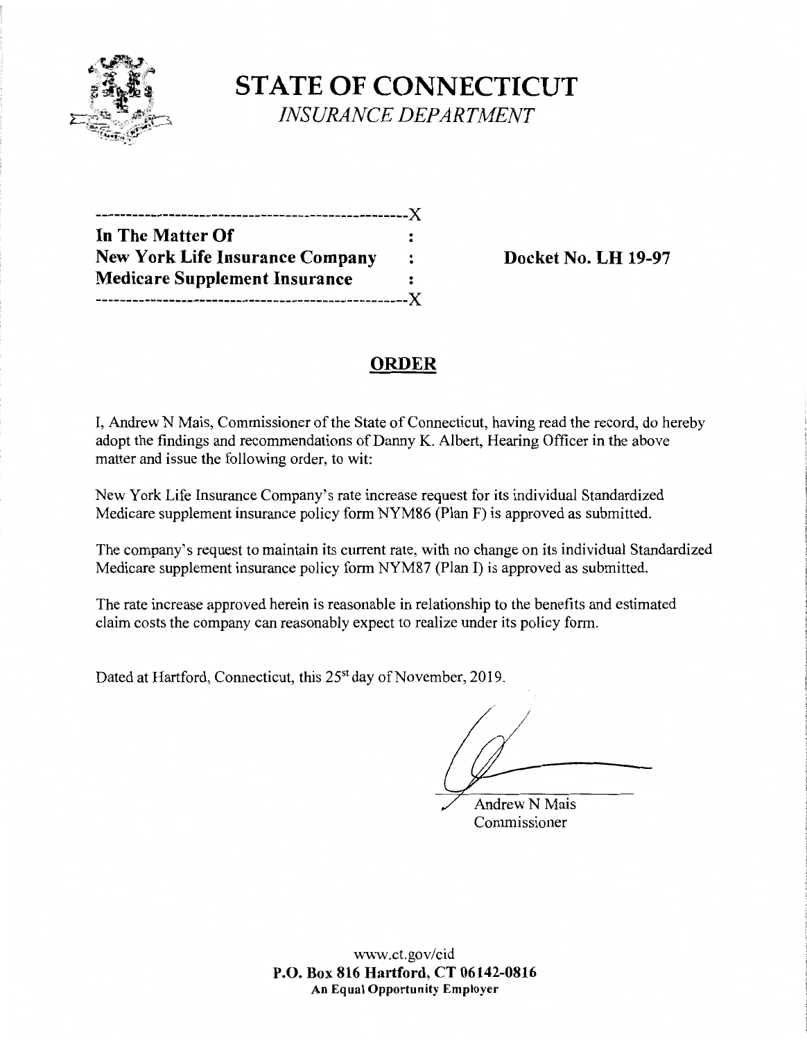# STATE OF CONNECTICUT

*INSURANCE DEPARTMENT*

---------------------------------------------------X

**In The Matter Of** :

**New York Life Insurance Company** : **Docket No. LH 19-97**

**Medicare Supplement Insurance** :

---------------------------------------------------X

## ORDER

I, Andrew N Mais, Commissioner of the State of Connecticut, having read the record, do hereby adopt the findings and recommendations of Danny K. Albert, Hearing Officer in the above matter and issue the following order, to wit:

New York Life Insurance Company's rate increase request for its individual Standardized Medicare supplement insurance policy form NYM86 (Plan F) is approved as submitted.

The company's request to maintain its current rate, with no change on its individual Standardized Medicare supplement insurance policy form NYM87 (Plan I) is approved as submitted.

The rate increase approved herein is reasonable in relationship to the benefits and estimated claim costs the company can reasonably expect to realize under its policy form.

Dated at Hartford, Connecticut, this 25st day of November, 2019.

Andrew N Mais
Commissioner

www.ct.gov/cid
**P.O. Box 816 Hartford, CT 06142-0816**
**An Equal Opportunity Employer**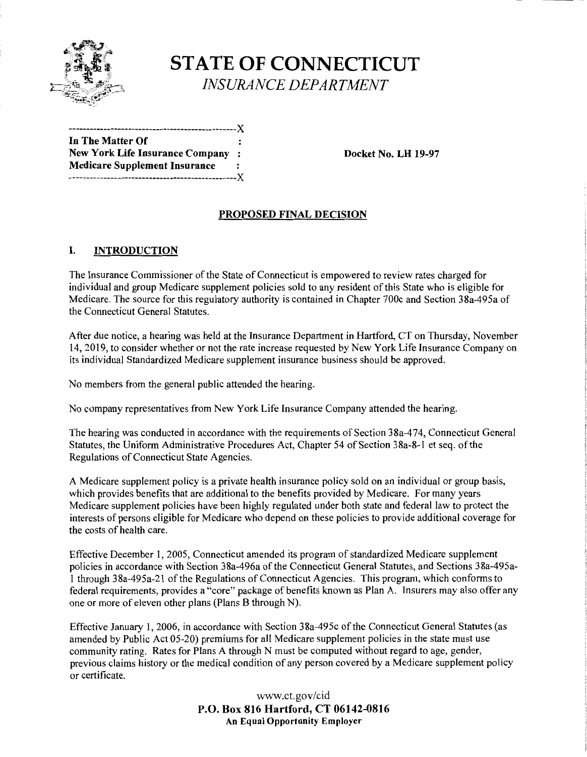# STATE OF CONNECTICUT

*INSURANCE DEPARTMENT*

| | | |
|---|---|---|
| **In The Matter Of** | : | |
| **New York Life Insurance Company** | : | **Docket No. LH 19-97** |
| **Medicare Supplement Insurance** | : | |

## PROPOSED FINAL DECISION

### I. INTRODUCTION

The Insurance Commissioner of the State of Connecticut is empowered to review rates charged for individual and group Medicare supplement policies sold to any resident of this State who is eligible for Medicare. The source for this regulatory authority is contained in Chapter 700c and Section 38a-495a of the Connecticut General Statutes.

After due notice, a hearing was held at the Insurance Department in Hartford, CT on Thursday, November 14, 2019, to consider whether or not the rate increase requested by New York Life Insurance Company on its individual Standardized Medicare supplement insurance business should be approved.

No members from the general public attended the hearing.

No company representatives from New York Life Insurance Company attended the hearing.

The hearing was conducted in accordance with the requirements of Section 38a-474, Connecticut General Statutes, the Uniform Administrative Procedures Act, Chapter 54 of Section 38a-8-1 et seq. of the Regulations of Connecticut State Agencies.

A Medicare supplement policy is a private health insurance policy sold on an individual or group basis, which provides benefits that are additional to the benefits provided by Medicare. For many years Medicare supplement policies have been highly regulated under both state and federal law to protect the interests of persons eligible for Medicare who depend on these policies to provide additional coverage for the costs of health care.

Effective December 1, 2005, Connecticut amended its program of standardized Medicare supplement policies in accordance with Section 38a-496a of the Connecticut General Statutes, and Sections 38a-495a-1 through 38a-495a-21 of the Regulations of Connecticut Agencies. This program, which conforms to federal requirements, provides a "core" package of benefits known as Plan A. Insurers may also offer any one or more of eleven other plans (Plans B through N).

Effective January 1, 2006, in accordance with Section 38a-495c of the Connecticut General Statutes (as amended by Public Act 05-20) premiums for all Medicare supplement policies in the state must use community rating. Rates for Plans A through N must be computed without regard to age, gender, previous claims history or the medical condition of any person covered by a Medicare supplement policy or certificate.

www.ct.gov/cid
**P.O. Box 816 Hartford, CT 06142-0816**
**An Equal Opportunity Employer**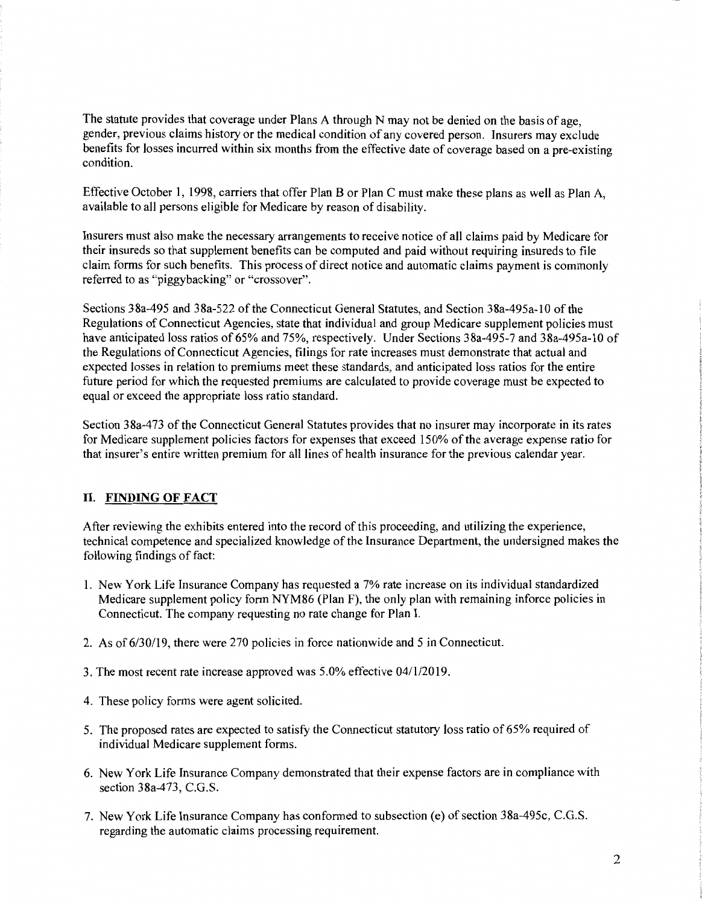The statute provides that coverage under Plans A through N may not be denied on the basis of age, gender, previous claims history or the medical condition of any covered person. Insurers may exclude benefits for losses incurred within six months from the effective date of coverage based on a pre-existing condition.

Effective October 1, 1998, carriers that offer Plan B or Plan C must make these plans as well as Plan A, available to all persons eligible for Medicare by reason of disability.

Insurers must also make the necessary arrangements to receive notice of all claims paid by Medicare for their insureds so that supplement benefits can be computed and paid without requiring insureds to file claim forms for such benefits. This process of direct notice and automatic claims payment is commonly referred to as "piggybacking" or "crossover".

Sections 38a-495 and 38a-522 of the Connecticut General Statutes, and Section 38a-495a-10 of the Regulations of Connecticut Agencies, state that individual and group Medicare supplement policies must have anticipated loss ratios of 65% and 75%, respectively. Under Sections 38a-495-7 and 38a-495a-10 of the Regulations of Connecticut Agencies, filings for rate increases must demonstrate that actual and expected losses in relation to premiums meet these standards, and anticipated loss ratios for the entire future period for which the requested premiums are calculated to provide coverage must be expected to equal or exceed the appropriate loss ratio standard.

Section 38a-473 of the Connecticut General Statutes provides that no insurer may incorporate in its rates for Medicare supplement policies factors for expenses that exceed 150% of the average expense ratio for that insurer's entire written premium for all lines of health insurance for the previous calendar year.

## II. FINDING OF FACT

After reviewing the exhibits entered into the record of this proceeding, and utilizing the experience, technical competence and specialized knowledge of the Insurance Department, the undersigned makes the following findings of fact:

1. New York Life Insurance Company has requested a 7% rate increase on its individual standardized Medicare supplement policy form NYM86 (Plan F), the only plan with remaining inforce policies in Connecticut. The company requesting no rate change for Plan I.
2. As of 6/30/19, there were 270 policies in force nationwide and 5 in Connecticut.
3. The most recent rate increase approved was 5.0% effective 04/1/2019.
4. These policy forms were agent solicited.
5. The proposed rates are expected to satisfy the Connecticut statutory loss ratio of 65% required of individual Medicare supplement forms.
6. New York Life Insurance Company demonstrated that their expense factors are in compliance with section 38a-473, C.G.S.
7. New York Life Insurance Company has conformed to subsection (e) of section 38a-495c, C.G.S. regarding the automatic claims processing requirement.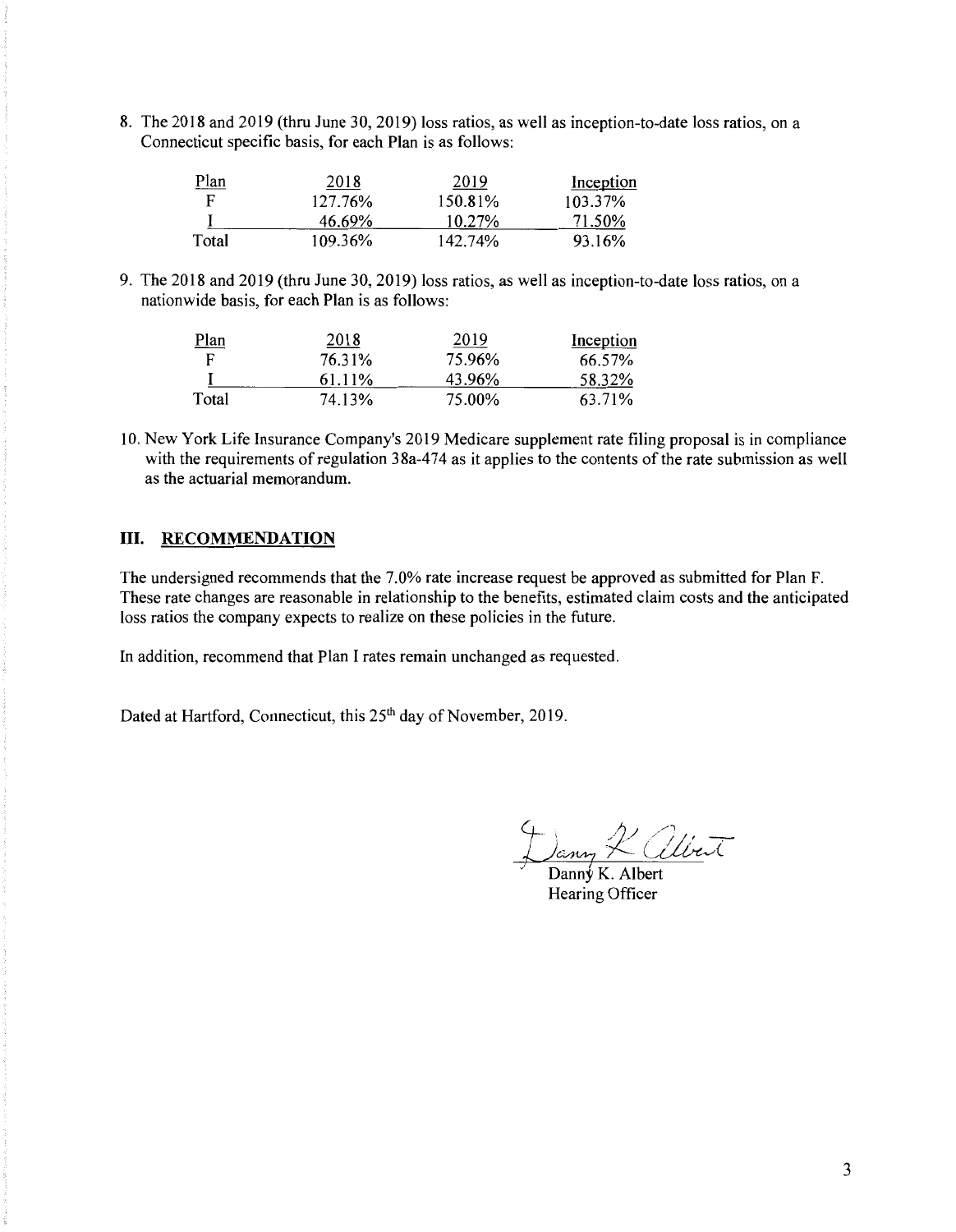8. The 2018 and 2019 (thru June 30, 2019) loss ratios, as well as inception-to-date loss ratios, on a Connecticut specific basis, for each Plan is as follows:

| Plan | 2018 | 2019 | Inception |
|---|---|---|---|
| F | 127.76% | 150.81% | 103.37% |
| I | 46.69% | 10.27% | 71.50% |
| Total | 109.36% | 142.74% | 93.16% |

9. The 2018 and 2019 (thru June 30, 2019) loss ratios, as well as inception-to-date loss ratios, on a nationwide basis, for each Plan is as follows:

| Plan | 2018 | 2019 | Inception |
|---|---|---|---|
| F | 76.31% | 75.96% | 66.57% |
| I | 61.11% | 43.96% | 58.32% |
| Total | 74.13% | 75.00% | 63.71% |

10. New York Life Insurance Company's 2019 Medicare supplement rate filing proposal is in compliance with the requirements of regulation 38a-474 as it applies to the contents of the rate submission as well as the actuarial memorandum.

## III. RECOMMENDATION

The undersigned recommends that the 7.0% rate increase request be approved as submitted for Plan F. These rate changes are reasonable in relationship to the benefits, estimated claim costs and the anticipated loss ratios the company expects to realize on these policies in the future.

In addition, recommend that Plan I rates remain unchanged as requested.

Dated at Hartford, Connecticut, this 25th day of November, 2019.

Danny K. Albert
Hearing Officer